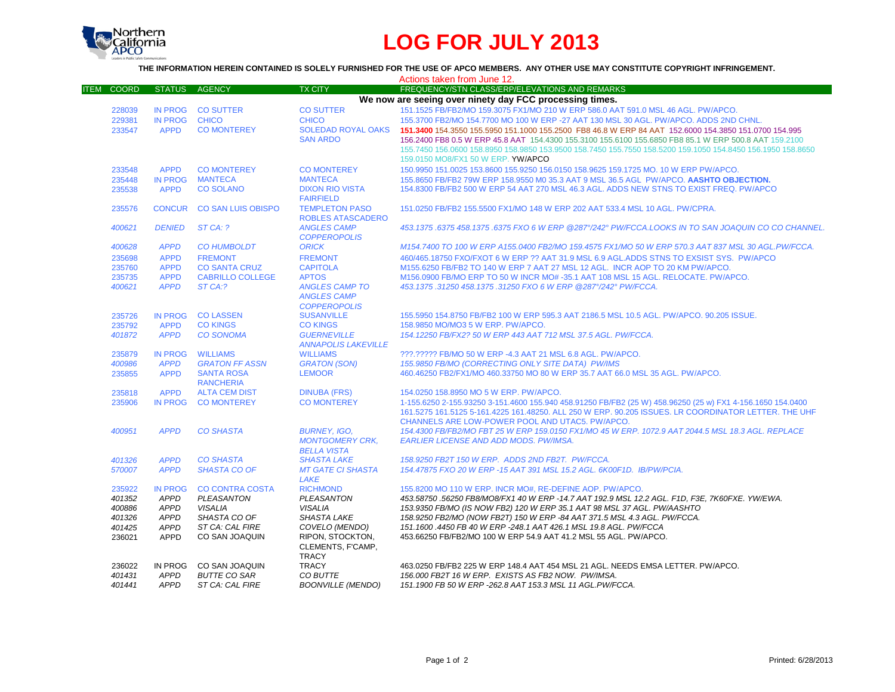# LOG FOR JULY 2013

**THE INFORMATION HEREIN CONTAINED IS SOLELY FURNISHED FOR THE USE OF APCO MEMBERS. ANY OTHER USE MAY CONSTITUTE COPYRIGHT INFRINGEMENT.**

Actions taken from June 12.

| ITEM | COORD | STATUS | AGENCY | TX CITY | FREQUENCY/STN CLASS/ERP/ELEVATIONS AND REMARKS |
|---|---|---|---|---|---|
| | | | | | **We now are seeing over ninety day FCC processing times.** |
| | 228039 | IN PROG | CO SUTTER | CO SUTTER | 151.1525 FB/FB2/MO 159.3075 FX1/MO 210 W ERP 586.0 AAT 591.0 MSL 46 AGL. PW/APCO. |
| | 229381 | IN PROG | CHICO | CHICO | 155.3700 FB2/MO 154.7700 MO 100 W ERP -27 AAT 130 MSL 30 AGL. PW/APCO. ADDS 2ND CHNL. |
| | 233547 | APPD | CO MONTEREY | SOLEDAD ROYAL OAKS SAN ARDO | **151.3400** 154.3550 155.5950 151.1000 155.2500 FB8 46.8 W ERP 84 AAT 152.6000 154.3850 151.0700 154.995 156.2400 FB8 0.5 W ERP 45.8 AAT 154.4300 155.3100 155.6100 155.6850 FB8 85.1 W ERP 500.8 AAT 159.2100 155.7450 156.0600 158.8950 158.9850 153.9500 158.7450 155.7550 158.5200 159.1050 154.8450 156.1950 158.8650 159.0150 MO8/FX1 50 W ERP. YW/APCO |
| | 233548 | APPD | CO MONTEREY | CO MONTEREY | 150.9950 151.0025 153.8600 155.9250 156.0150 158.9625 159.1725 MO. 10 W ERP PW/APCO. |
| | 235448 | IN PROG | MANTECA | MANTECA | 155.8650 FB/FB2 79W ERP 158.9550 M0 35.3 AAT 9 MSL 36.5 AGL PW/APCO. **AASHTO OBJECTION.** |
| | 235538 | APPD | CO SOLANO | DIXON RIO VISTA FAIRFIELD | 154.8300 FB/FB2 500 W ERP 54 AAT 270 MSL 46.3 AGL. ADDS NEW STNS TO EXIST FREQ. PW/APCO |
| | 235576 | CONCUR | CO SAN LUIS OBISPO | TEMPLETON PASO ROBLES ATASCADERO | 151.0250 FB/FB2 155.5500 FX1/MO 148 W ERP 202 AAT 533.4 MSL 10 AGL. PW/CPRA. |
| | *400621* | *DENIED* | *ST CA: ?* | *ANGLES CAMP COPPEROPOLIS* | *453.1375 .6375 458.1375 .6375 FXO 6 W ERP @287°/242° PW/FCCA.LOOKS IN TO SAN JOAQUIN CO CO CHANNEL.* |
| | *400628* | *APPD* | *CO HUMBOLDT* | *ORICK* | *M154.7400 TO 100 W ERP A155.0400 FB2/MO 159.4575 FX1/MO 50 W ERP 570.3 AAT 837 MSL 30 AGL.PW/FCCA.* |
| | 235698 | APPD | FREMONT | FREMONT | 460/465.18750 FXO/FXOT 6 W ERP ?? AAT 31.9 MSL 6.9 AGL.ADDS STNS TO EXSIST SYS. PW/APCO |
| | 235760 | APPD | CO SANTA CRUZ | CAPITOLA | M155.6250 FB/FB2 TO 140 W ERP 7 AAT 27 MSL 12 AGL. INCR AOP TO 20 KM PW/APCO. |
| | 235735 | APPD | CABRILLO COLLEGE | APTOS | M156.0900 FB/MO ERP TO 50 W INCR MO# -35.1 AAT 108 MSL 15 AGL. RELOCATE. PW/APCO. |
| | *400621* | *APPD* | *ST CA:?* | *ANGLES CAMP TO ANGLES CAMP COPPEROPOLIS* | *453.1375 .31250 458.1375 .31250 FXO 6 W ERP @287°/242° PW/FCCA.* |
| | 235726 | IN PROG | CO LASSEN | SUSANVILLE | 155.5950 154.8750 FB/FB2 100 W ERP 595.3 AAT 2186.5 MSL 10.5 AGL. PW/APCO. 90.205 ISSUE. |
| | 235792 | APPD | CO KINGS | CO KINGS | 158.9850 MO/MO3 5 W ERP. PW/APCO. |
| | *401872* | *APPD* | *CO SONOMA* | *GUERNEVILLE ANNAPOLIS LAKEVILLE* | *154.12250 FB/FX2? 50 W ERP 443 AAT 712 MSL 37.5 AGL. PW/FCCA.* |
| | 235879 | IN PROG | WILLIAMS | WILLIAMS | ???.????? FB/MO 50 W ERP -4.3 AAT 21 MSL 6.8 AGL. PW/APCO. |
| | *400986* | *APPD* | *GRATON FF ASSN* | *GRATON (SON)* | *155.9850 FB/MO (CORRECTING ONLY SITE DATA) PW/IMS* |
| | 235855 | APPD | SANTA ROSA RANCHERIA | LEMOOR | 460.46250 FB2/FX1/MO 460.33750 MO 80 W ERP 35.7 AAT 66.0 MSL 35 AGL. PW/APCO. |
| | 235818 | APPD | ALTA CEM DIST | DINUBA (FRS) | 154.0250 158.8950 MO 5 W ERP. PW/APCO. |
| | 235906 | IN PROG | CO MONTEREY | CO MONTEREY | 1-155.6250 2-155.93250 3-151.4600 155.940 458.91250 FB/FB2 (25 W) 458.96250 (25 w) FX1 4-156.1650 154.0400 161.5275 161.5125 5-161.4225 161.48250. ALL 250 W ERP. 90.205 ISSUES. LR COORDINATOR LETTER. THE UHF CHANNELS ARE LOW-POWER POOL AND UTAC5. PW/APCO. |
| | *400951* | *APPD* | *CO SHASTA* | *BURNEY, IGO, MONTGOMERY CRK, BELLA VISTA* | *154.4300 FB/FB2/MO FBT 25 W ERP 159.0150 FX1/MO 45 W ERP. 1072.9 AAT 2044.5 MSL 18.3 AGL. REPLACE EARLIER LICENSE AND ADD MODS. PW/IMSA.* |
| | *401326* | *APPD* | *CO SHASTA* | *SHASTA LAKE* | *158.9250 FB2T 150 W ERP. ADDS 2ND FB2T. PW/FCCA.* |
| | *570007* | *APPD* | *SHASTA CO OF* | *MT GATE CI SHASTA LAKE* | *154.47875 FXO 20 W ERP -15 AAT 391 MSL 15.2 AGL. 6K00F1D. IB/PW/PCIA.* |
| | 235922 | IN PROG | CO CONTRA COSTA | RICHMOND | 155.8200 MO 110 W ERP. INCR MO#, RE-DEFINE AOP. PW/APCO. |
| | *401352* | *APPD* | *PLEASANTON* | *PLEASANTON* | *453.58750 .56250 FB8/MO8/FX1 40 W ERP -14.7 AAT 192.9 MSL 12.2 AGL. F1D, F3E, 7K60FXE. YW/EWA.* |
| | *400886* | *APPD* | *VISALIA* | *VISALIA* | *153.9350 FB/MO (IS NOW FB2) 120 W ERP 35.1 AAT 98 MSL 37 AGL. PW/AASHTO* |
| | *401326* | *APPD* | *SHASTA CO OF* | *SHASTA LAKE* | *158.9250 FB2/MO (NOW FB2T) 150 W ERP -84 AAT 371.5 MSL 4.3 AGL. PW/FCCA.* |
| | *401425* | *APPD* | *ST CA: CAL FIRE* | *COVELO (MENDO)* | *151.1600 .4450 FB 40 W ERP -248.1 AAT 426.1 MSL 19.8 AGL. PW/FCCA* |
| | 236021 | APPD | CO SAN JOAQUIN | RIPON, STOCKTON, CLEMENTS, F'CAMP, TRACY | 453.66250 FB/FB2/MO 100 W ERP 54.9 AAT 41.2 MSL 55 AGL. PW/APCO. |
| | 236022 | IN PROG | CO SAN JOAQUIN | TRACY | 463.0250 FB/FB2 225 W ERP 148.4 AAT 454 MSL 21 AGL. NEEDS EMSA LETTER. PW/APCO. |
| | *401431* | *APPD* | *BUTTE CO SAR* | *CO BUTTE* | *156.000 FB2T 16 W ERP. EXISTS AS FB2 NOW. PW/IMSA.* |
| | *401441* | *APPD* | *ST CA: CAL FIRE* | *BOONVILLE (MENDO)* | *151.1900 FB 50 W ERP -262.8 AAT 153.3 MSL 11 AGL.PW/FCCA.* |

Printed: 6/28/2013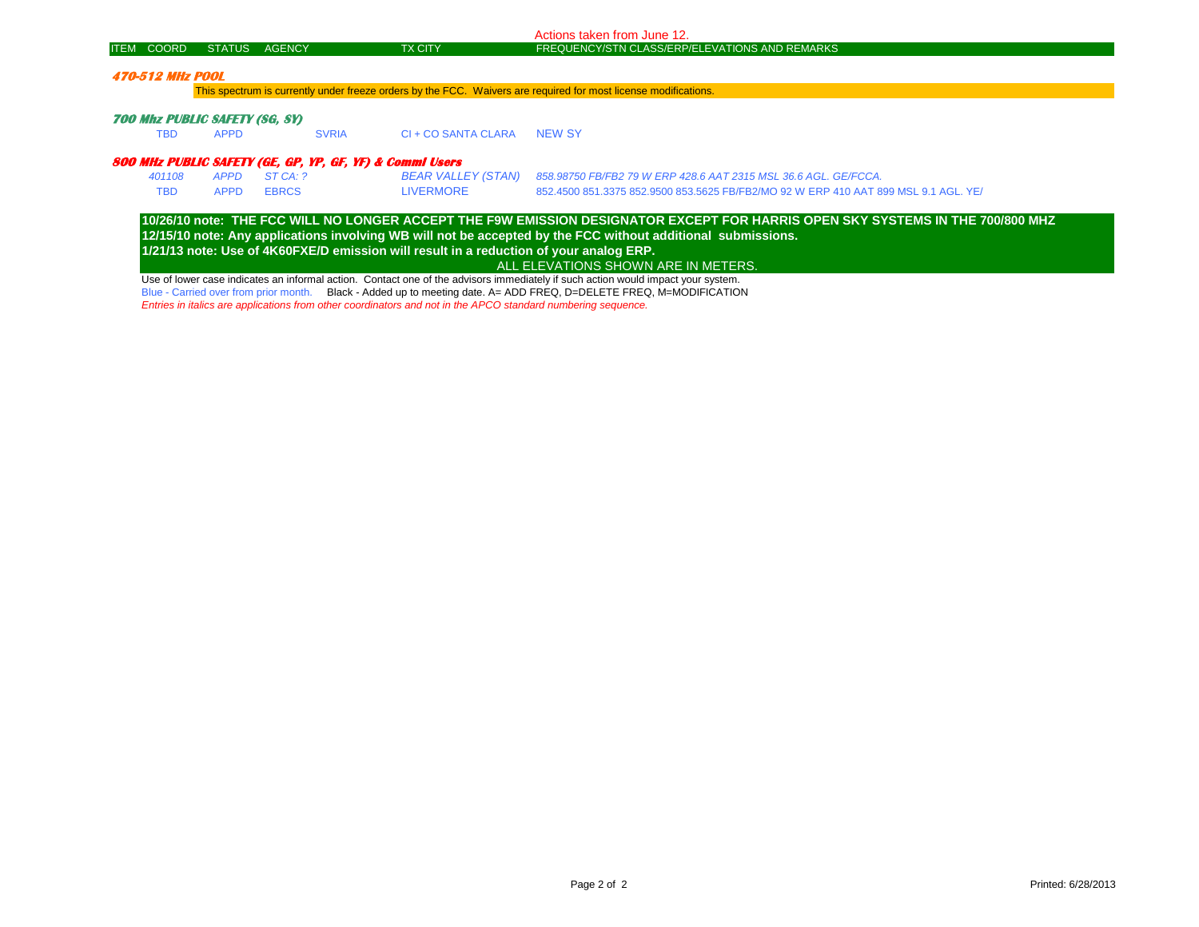Actions taken from June 12.

| ITEM | COORD | STATUS | AGENCY | TX CITY | FREQUENCY/STN CLASS/ERP/ELEVATIONS AND REMARKS |
|---|---|---|---|---|---|

### *470-512 MHz POOL*

This spectrum is currently under freeze orders by the FCC. Waivers are required for most license modifications.

### *700 Mhz PUBLIC SAFETY (SG, SY)*

| ITEM | COORD | STATUS | AGENCY | TX CITY | FREQUENCY/STN CLASS/ERP/ELEVATIONS AND REMARKS |
|---|---|---|---|---|---|
| | TBD | APPD | SVRIA | CI + CO SANTA CLARA | NEW SY |

### *800 MHz PUBLIC SAFETY (GE, GP, YP, GF, YF) & Comml Users*

| ITEM | COORD | STATUS | AGENCY | TX CITY | FREQUENCY/STN CLASS/ERP/ELEVATIONS AND REMARKS |
|---|---|---|---|---|---|
| | *401108* | *APPD* | *ST CA: ?* | *BEAR VALLEY (STAN)* | *858.98750 FB/FB2 79 W ERP 428.6 AAT 2315 MSL 36.6 AGL. GE/FCCA.* |
| | TBD | APPD | EBRCS | LIVERMORE | 852.4500 851.3375 852.9500 853.5625 FB/FB2/MO 92 W ERP 410 AAT 899 MSL 9.1 AGL. YE/ |

**10/26/10 note: THE FCC WILL NO LONGER ACCEPT THE F9W EMISSION DESIGNATOR EXCEPT FOR HARRIS OPEN SKY SYSTEMS IN THE 700/800 MHZ**

**12/15/10 note: Any applications involving WB will not be accepted by the FCC without additional submissions.**

**1/21/13 note: Use of 4K60FXE/D emission will result in a reduction of your analog ERP.**

ALL ELEVATIONS SHOWN ARE IN METERS.

Use of lower case indicates an informal action. Contact one of the advisors immediately if such action would impact your system.

Blue - Carried over from prior month. Black - Added up to meeting date. A= ADD FREQ, D=DELETE FREQ, M=MODIFICATION

*Entries in italics are applications from other coordinators and not in the APCO standard numbering sequence.*

Printed: 6/28/2013